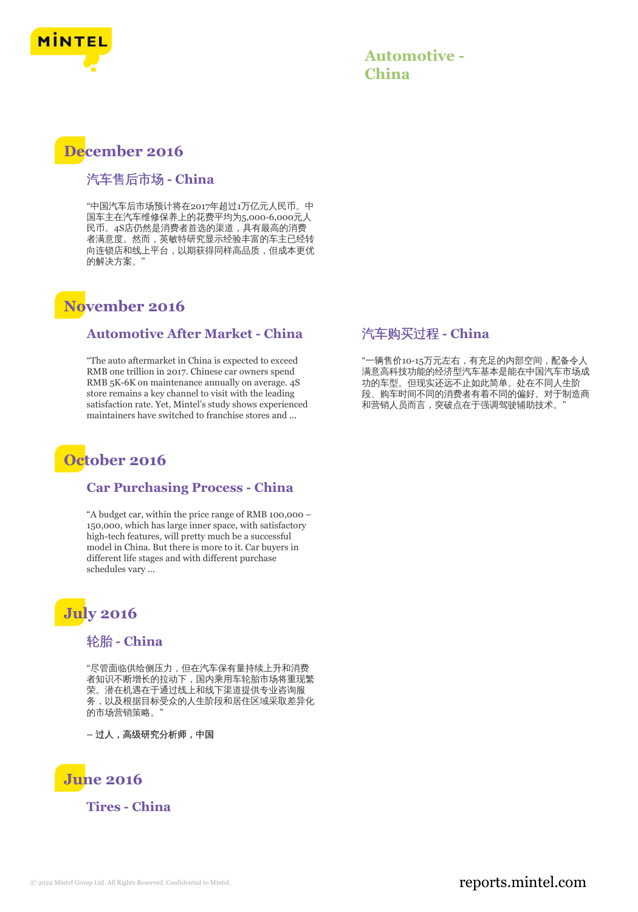# Automotive - China

## December 2016

### 汽车售后市场 - China

"中国汽车后市场预计将在2017年超过1万亿元人民币。中国车主在汽车维修保养上的花费平均为5,000-6,000元人民币。4S店仍然是消费者首选的渠道，具有最高的消费者满意度。然而，英敏特研究显示经验丰富的车主已经转向连锁店和线上平台，以期获得同样高品质，但成本更优的解决方案。"

## November 2016

### Automotive After Market - China

"The auto aftermarket in China is expected to exceed RMB one trillion in 2017. Chinese car owners spend RMB 5K-6K on maintenance annually on average. 4S store remains a key channel to visit with the leading satisfaction rate. Yet, Mintel's study shows experienced maintainers have switched to franchise stores and ...

### 汽车购买过程 - China

"一辆售价10-15万元左右，有充足的内部空间，配备令人满意高科技功能的经济型汽车基本是能在中国汽车市场成功的车型。但现实还远不止如此简单。处在不同人生阶段、购车时间不同的消费者有着不同的偏好。对于制造商和营销人员而言，突破点在于强调驾驶辅助技术。"

## October 2016

### Car Purchasing Process - China

"A budget car, within the price range of RMB 100,000 – 150,000, which has large inner space, with satisfactory high-tech features, will pretty much be a successful model in China. But there is more to it. Car buyers in different life stages and with different purchase schedules vary ...

## July 2016

### 轮胎 - China

"尽管面临供给侧压力，但在汽车保有量持续上升和消费者知识不断增长的拉动下，国内乘用车轮胎市场将重现繁荣。潜在机遇在于通过线上和线下渠道提供专业咨询服务，以及根据目标受众的人生阶段和居住区域采取差异化的市场营销策略。"

– 过人，高级研究分析师，中国

## June 2016

### Tires - China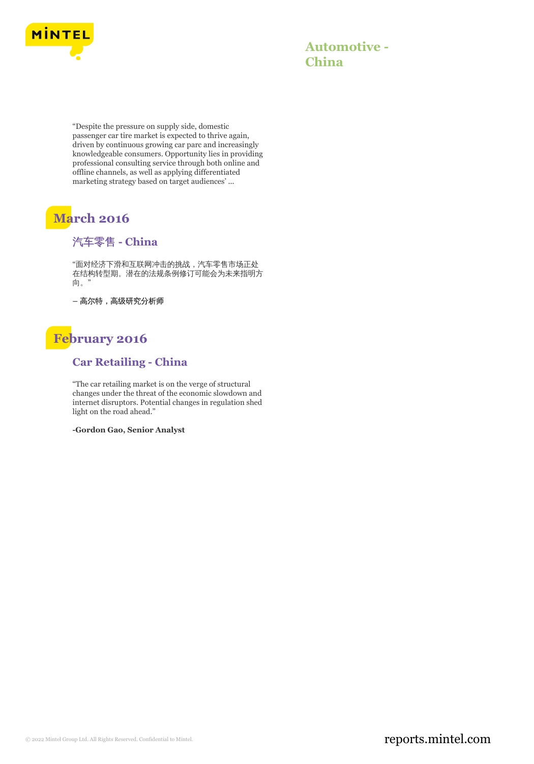"Despite the pressure on supply side, domestic passenger car tire market is expected to thrive again, driven by continuous growing car parc and increasingly knowledgeable consumers. Opportunity lies in providing professional consulting service through both online and offline channels, as well as applying differentiated marketing strategy based on target audiences' ...

## March 2016

### 汽车零售 - China

"面对经济下滑和互联网冲击的挑战，汽车零售市场正处在结构转型期。潜在的法规条例修订可能会为未来指明方向。"

**– 高尔特，高级研究分析师**

## February 2016

### Car Retailing - China

"The car retailing market is on the verge of structural changes under the threat of the economic slowdown and internet disruptors. Potential changes in regulation shed light on the road ahead."

**-Gordon Gao, Senior Analyst**